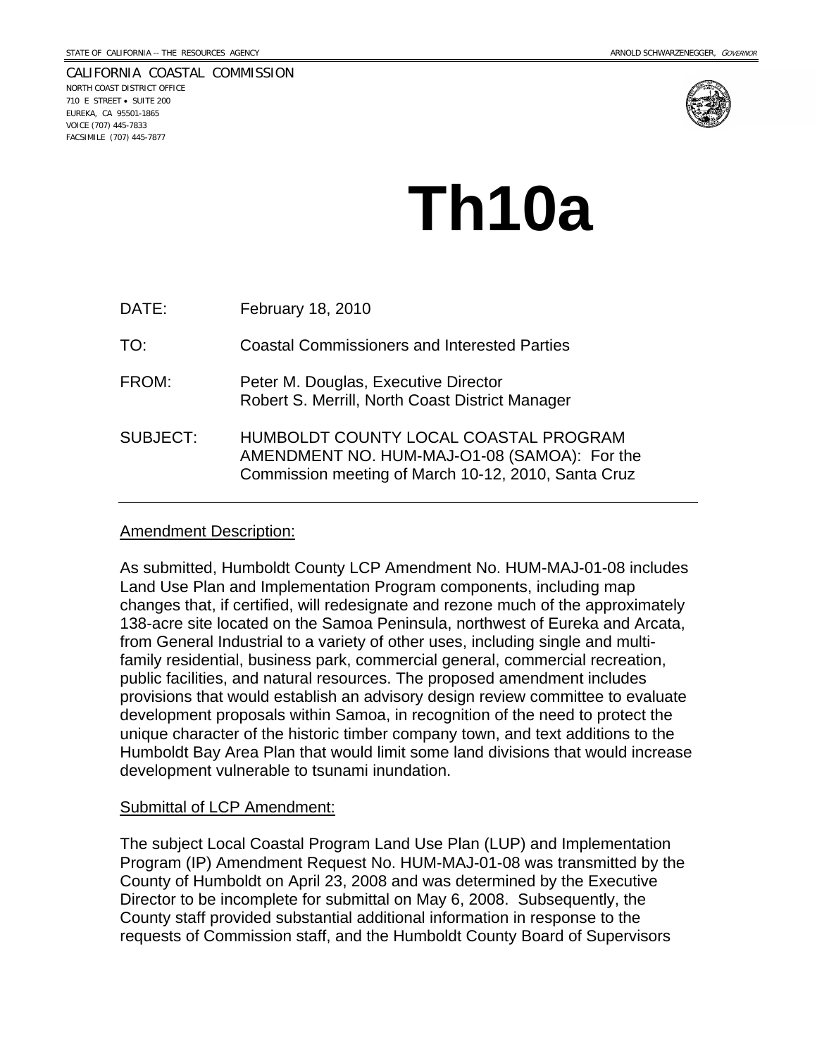STATE OF CALIFORNIA -- THE RESOURCES AGENCY                                                                                    ARNOLD SCHWARZENEGGER, *GOVERNOR*

CALIFORNIA COASTAL COMMISSION
NORTH COAST DISTRICT OFFICE
710 E STREET • SUITE 200
EUREKA, CA 95501-1865
VOICE (707) 445-7833
FACSIMILE (707) 445-7877

# Th10a

DATE: February 18, 2010

TO: Coastal Commissioners and Interested Parties

FROM: Peter M. Douglas, Executive Director
Robert S. Merrill, North Coast District Manager

SUBJECT: HUMBOLDT COUNTY LOCAL COASTAL PROGRAM AMENDMENT NO. HUM-MAJ-O1-08 (SAMOA): For the Commission meeting of March 10-12, 2010, Santa Cruz

---

Amendment Description:

As submitted, Humboldt County LCP Amendment No. HUM-MAJ-01-08 includes Land Use Plan and Implementation Program components, including map changes that, if certified, will redesignate and rezone much of the approximately 138-acre site located on the Samoa Peninsula, northwest of Eureka and Arcata, from General Industrial to a variety of other uses, including single and multi-family residential, business park, commercial general, commercial recreation, public facilities, and natural resources. The proposed amendment includes provisions that would establish an advisory design review committee to evaluate development proposals within Samoa, in recognition of the need to protect the unique character of the historic timber company town, and text additions to the Humboldt Bay Area Plan that would limit some land divisions that would increase development vulnerable to tsunami inundation.

Submittal of LCP Amendment:

The subject Local Coastal Program Land Use Plan (LUP) and Implementation Program (IP) Amendment Request No. HUM-MAJ-01-08 was transmitted by the County of Humboldt on April 23, 2008 and was determined by the Executive Director to be incomplete for submittal on May 6, 2008. Subsequently, the County staff provided substantial additional information in response to the requests of Commission staff, and the Humboldt County Board of Supervisors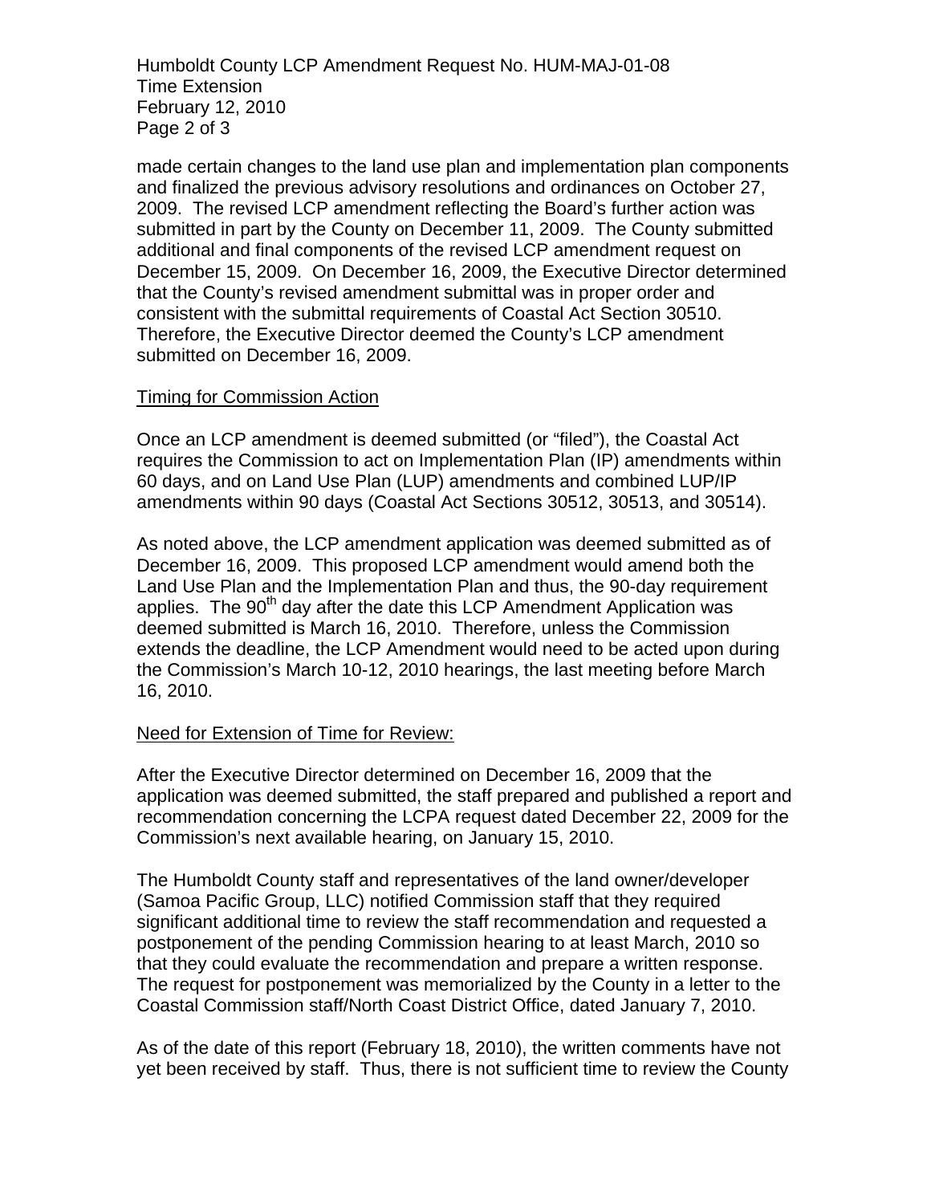made certain changes to the land use plan and implementation plan components and finalized the previous advisory resolutions and ordinances on October 27, 2009. The revised LCP amendment reflecting the Board's further action was submitted in part by the County on December 11, 2009. The County submitted additional and final components of the revised LCP amendment request on December 15, 2009. On December 16, 2009, the Executive Director determined that the County's revised amendment submittal was in proper order and consistent with the submittal requirements of Coastal Act Section 30510. Therefore, the Executive Director deemed the County's LCP amendment submitted on December 16, 2009.

Timing for Commission Action

Once an LCP amendment is deemed submitted (or "filed"), the Coastal Act requires the Commission to act on Implementation Plan (IP) amendments within 60 days, and on Land Use Plan (LUP) amendments and combined LUP/IP amendments within 90 days (Coastal Act Sections 30512, 30513, and 30514).

As noted above, the LCP amendment application was deemed submitted as of December 16, 2009. This proposed LCP amendment would amend both the Land Use Plan and the Implementation Plan and thus, the 90-day requirement applies. The 90th day after the date this LCP Amendment Application was deemed submitted is March 16, 2010. Therefore, unless the Commission extends the deadline, the LCP Amendment would need to be acted upon during the Commission's March 10-12, 2010 hearings, the last meeting before March 16, 2010.

Need for Extension of Time for Review:

After the Executive Director determined on December 16, 2009 that the application was deemed submitted, the staff prepared and published a report and recommendation concerning the LCPA request dated December 22, 2009 for the Commission's next available hearing, on January 15, 2010.

The Humboldt County staff and representatives of the land owner/developer (Samoa Pacific Group, LLC) notified Commission staff that they required significant additional time to review the staff recommendation and requested a postponement of the pending Commission hearing to at least March, 2010 so that they could evaluate the recommendation and prepare a written response. The request for postponement was memorialized by the County in a letter to the Coastal Commission staff/North Coast District Office, dated January 7, 2010.

As of the date of this report (February 18, 2010), the written comments have not yet been received by staff. Thus, there is not sufficient time to review the County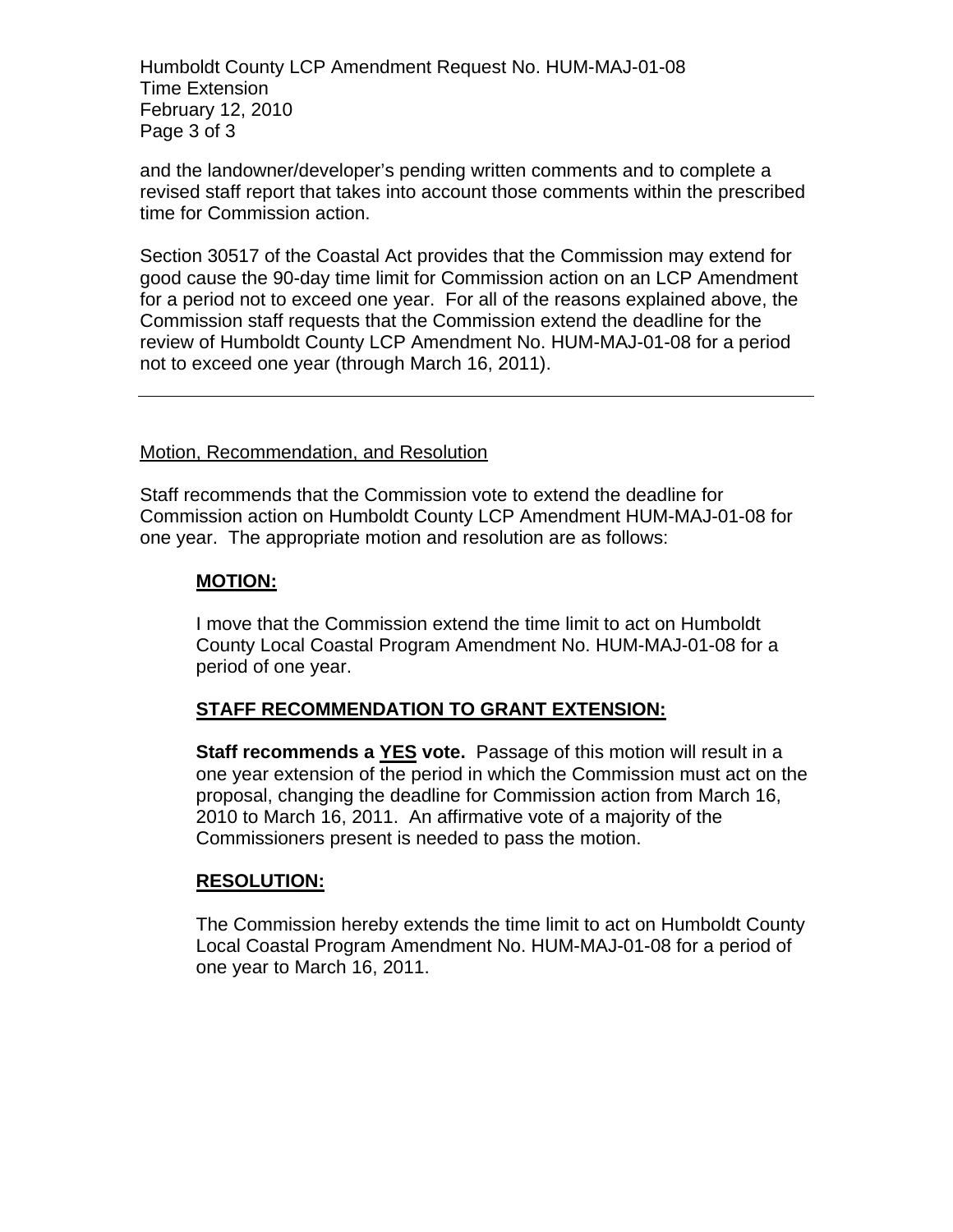and the landowner/developer's pending written comments and to complete a revised staff report that takes into account those comments within the prescribed time for Commission action.

Section 30517 of the Coastal Act provides that the Commission may extend for good cause the 90-day time limit for Commission action on an LCP Amendment for a period not to exceed one year. For all of the reasons explained above, the Commission staff requests that the Commission extend the deadline for the review of Humboldt County LCP Amendment No. HUM-MAJ-01-08 for a period not to exceed one year (through March 16, 2011).

---

<u>Motion, Recommendation, and Resolution</u>

Staff recommends that the Commission vote to extend the deadline for Commission action on Humboldt County LCP Amendment HUM-MAJ-01-08 for one year. The appropriate motion and resolution are as follows:

**<u>MOTION:</u>**

I move that the Commission extend the time limit to act on Humboldt County Local Coastal Program Amendment No. HUM-MAJ-01-08 for a period of one year.

**<u>STAFF RECOMMENDATION TO GRANT EXTENSION:</u>**

**Staff recommends a <u>YES</u> vote.** Passage of this motion will result in a one year extension of the period in which the Commission must act on the proposal, changing the deadline for Commission action from March 16, 2010 to March 16, 2011. An affirmative vote of a majority of the Commissioners present is needed to pass the motion.

**<u>RESOLUTION:</u>**

The Commission hereby extends the time limit to act on Humboldt County Local Coastal Program Amendment No. HUM-MAJ-01-08 for a period of one year to March 16, 2011.